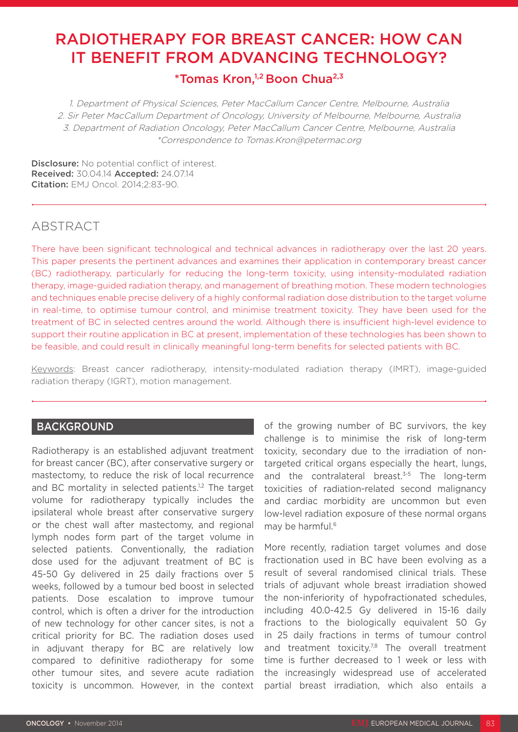# RADIOTHERAPY FOR BREAST CANCER: HOW CAN IT BENEFIT FROM ADVANCING TECHNOLOGY?

## *Tomas Kron,[1,2] Boon Chua[2,3]

*1. Department of Physical Sciences, Peter MacCallum Cancer Centre, Melbourne, Australia*
*2. Sir Peter MacCallum Department of Oncology, University of Melbourne, Melbourne, Australia*
*3. Department of Radiation Oncology, Peter MacCallum Cancer Centre, Melbourne, Australia*
*\*Correspondence to Tomas.Kron@petermac.org*

**Disclosure:** No potential conflict of interest.
**Received:** 30.04.14 **Accepted:** 24.07.14
**Citation:** EMJ Oncol. 2014;2:83-90.

## ABSTRACT

There have been significant technological and technical advances in radiotherapy over the last 20 years. This paper presents the pertinent advances and examines their application in contemporary breast cancer (BC) radiotherapy, particularly for reducing the long-term toxicity, using intensity-modulated radiation therapy, image-guided radiation therapy, and management of breathing motion. These modern technologies and techniques enable precise delivery of a highly conformal radiation dose distribution to the target volume in real-time, to optimise tumour control, and minimise treatment toxicity. They have been used for the treatment of BC in selected centres around the world. Although there is insufficient high-level evidence to support their routine application in BC at present, implementation of these technologies has been shown to be feasible, and could result in clinically meaningful long-term benefits for selected patients with BC.

Keywords: Breast cancer radiotherapy, intensity-modulated radiation therapy (IMRT), image-guided radiation therapy (IGRT), motion management.

## BACKGROUND

Radiotherapy is an established adjuvant treatment for breast cancer (BC), after conservative surgery or mastectomy, to reduce the risk of local recurrence and BC mortality in selected patients.[1,2] The target volume for radiotherapy typically includes the ipsilateral whole breast after conservative surgery or the chest wall after mastectomy, and regional lymph nodes form part of the target volume in selected patients. Conventionally, the radiation dose used for the adjuvant treatment of BC is 45-50 Gy delivered in 25 daily fractions over 5 weeks, followed by a tumour bed boost in selected patients. Dose escalation to improve tumour control, which is often a driver for the introduction of new technology for other cancer sites, is not a critical priority for BC. The radiation doses used in adjuvant therapy for BC are relatively low compared to definitive radiotherapy for some other tumour sites, and severe acute radiation toxicity is uncommon. However, in the context of the growing number of BC survivors, the key challenge is to minimise the risk of long-term toxicity, secondary due to the irradiation of non-targeted critical organs especially the heart, lungs, and the contralateral breast.[3-5] The long-term toxicities of radiation-related second malignancy and cardiac morbidity are uncommon but even low-level radiation exposure of these normal organs may be harmful.[6]

More recently, radiation target volumes and dose fractionation used in BC have been evolving as a result of several randomised clinical trials. These trials of adjuvant whole breast irradiation showed the non-inferiority of hypofractionated schedules, including 40.0-42.5 Gy delivered in 15-16 daily fractions to the biologically equivalent 50 Gy in 25 daily fractions in terms of tumour control and treatment toxicity.[7,8] The overall treatment time is further decreased to 1 week or less with the increasingly widespread use of accelerated partial breast irradiation, which also entails a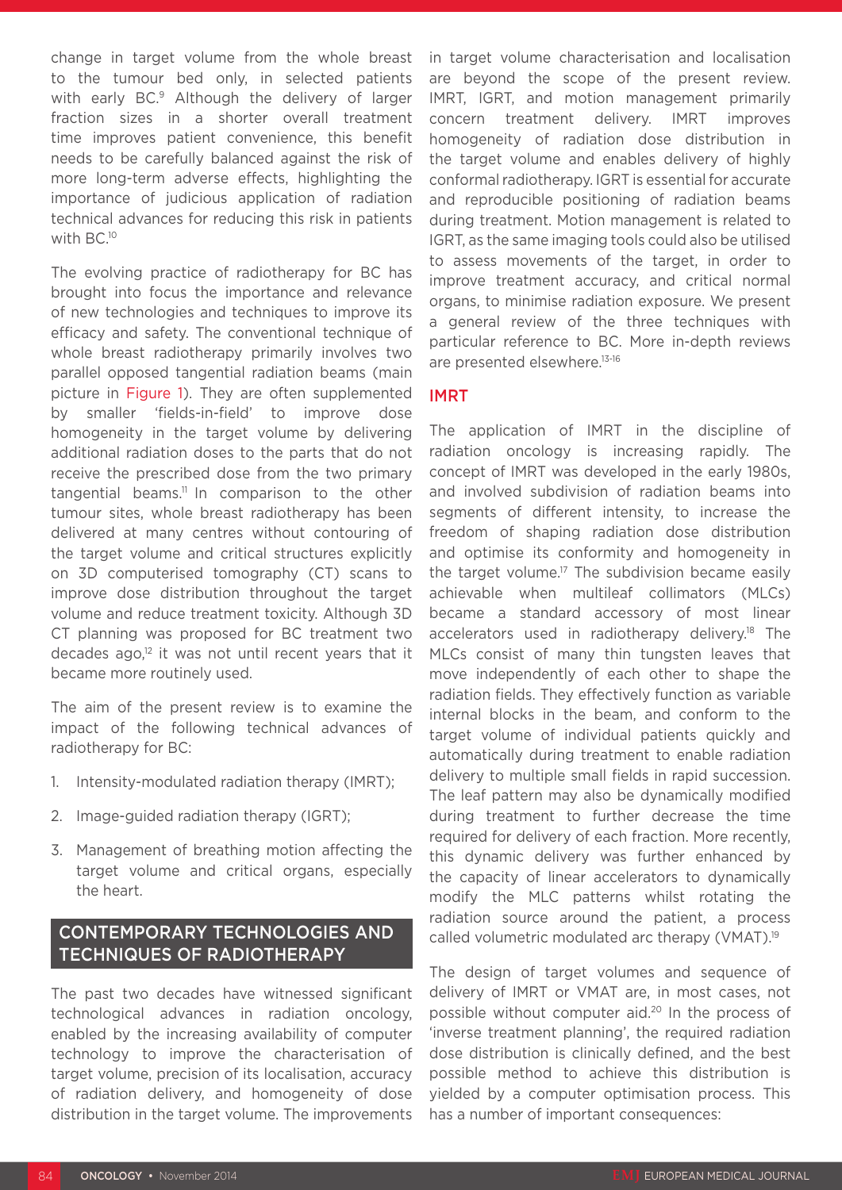change in target volume from the whole breast to the tumour bed only, in selected patients with early BC.[9] Although the delivery of larger fraction sizes in a shorter overall treatment time improves patient convenience, this benefit needs to be carefully balanced against the risk of more long-term adverse effects, highlighting the importance of judicious application of radiation technical advances for reducing this risk in patients with BC.[10]

The evolving practice of radiotherapy for BC has brought into focus the importance and relevance of new technologies and techniques to improve its efficacy and safety. The conventional technique of whole breast radiotherapy primarily involves two parallel opposed tangential radiation beams (main picture in Figure 1). They are often supplemented by smaller 'fields-in-field' to improve dose homogeneity in the target volume by delivering additional radiation doses to the parts that do not receive the prescribed dose from the two primary tangential beams.[11] In comparison to the other tumour sites, whole breast radiotherapy has been delivered at many centres without contouring of the target volume and critical structures explicitly on 3D computerised tomography (CT) scans to improve dose distribution throughout the target volume and reduce treatment toxicity. Although 3D CT planning was proposed for BC treatment two decades ago,[12] it was not until recent years that it became more routinely used.

The aim of the present review is to examine the impact of the following technical advances of radiotherapy for BC:

1. Intensity-modulated radiation therapy (IMRT);
2. Image-guided radiation therapy (IGRT);
3. Management of breathing motion affecting the target volume and critical organs, especially the heart.

## CONTEMPORARY TECHNOLOGIES AND TECHNIQUES OF RADIOTHERAPY

The past two decades have witnessed significant technological advances in radiation oncology, enabled by the increasing availability of computer technology to improve the characterisation of target volume, precision of its localisation, accuracy of radiation delivery, and homogeneity of dose distribution in the target volume. The improvements in target volume characterisation and localisation are beyond the scope of the present review. IMRT, IGRT, and motion management primarily concern treatment delivery. IMRT improves homogeneity of radiation dose distribution in the target volume and enables delivery of highly conformal radiotherapy. IGRT is essential for accurate and reproducible positioning of radiation beams during treatment. Motion management is related to IGRT, as the same imaging tools could also be utilised to assess movements of the target, in order to improve treatment accuracy, and critical normal organs, to minimise radiation exposure. We present a general review of the three techniques with particular reference to BC. More in-depth reviews are presented elsewhere.[13-16]

### IMRT

The application of IMRT in the discipline of radiation oncology is increasing rapidly. The concept of IMRT was developed in the early 1980s, and involved subdivision of radiation beams into segments of different intensity, to increase the freedom of shaping radiation dose distribution and optimise its conformity and homogeneity in the target volume.[17] The subdivision became easily achievable when multileaf collimators (MLCs) became a standard accessory of most linear accelerators used in radiotherapy delivery.[18] The MLCs consist of many thin tungsten leaves that move independently of each other to shape the radiation fields. They effectively function as variable internal blocks in the beam, and conform to the target volume of individual patients quickly and automatically during treatment to enable radiation delivery to multiple small fields in rapid succession. The leaf pattern may also be dynamically modified during treatment to further decrease the time required for delivery of each fraction. More recently, this dynamic delivery was further enhanced by the capacity of linear accelerators to dynamically modify the MLC patterns whilst rotating the radiation source around the patient, a process called volumetric modulated arc therapy (VMAT).[19]

The design of target volumes and sequence of delivery of IMRT or VMAT are, in most cases, not possible without computer aid.[20] In the process of 'inverse treatment planning', the required radiation dose distribution is clinically defined, and the best possible method to achieve this distribution is yielded by a computer optimisation process. This has a number of important consequences: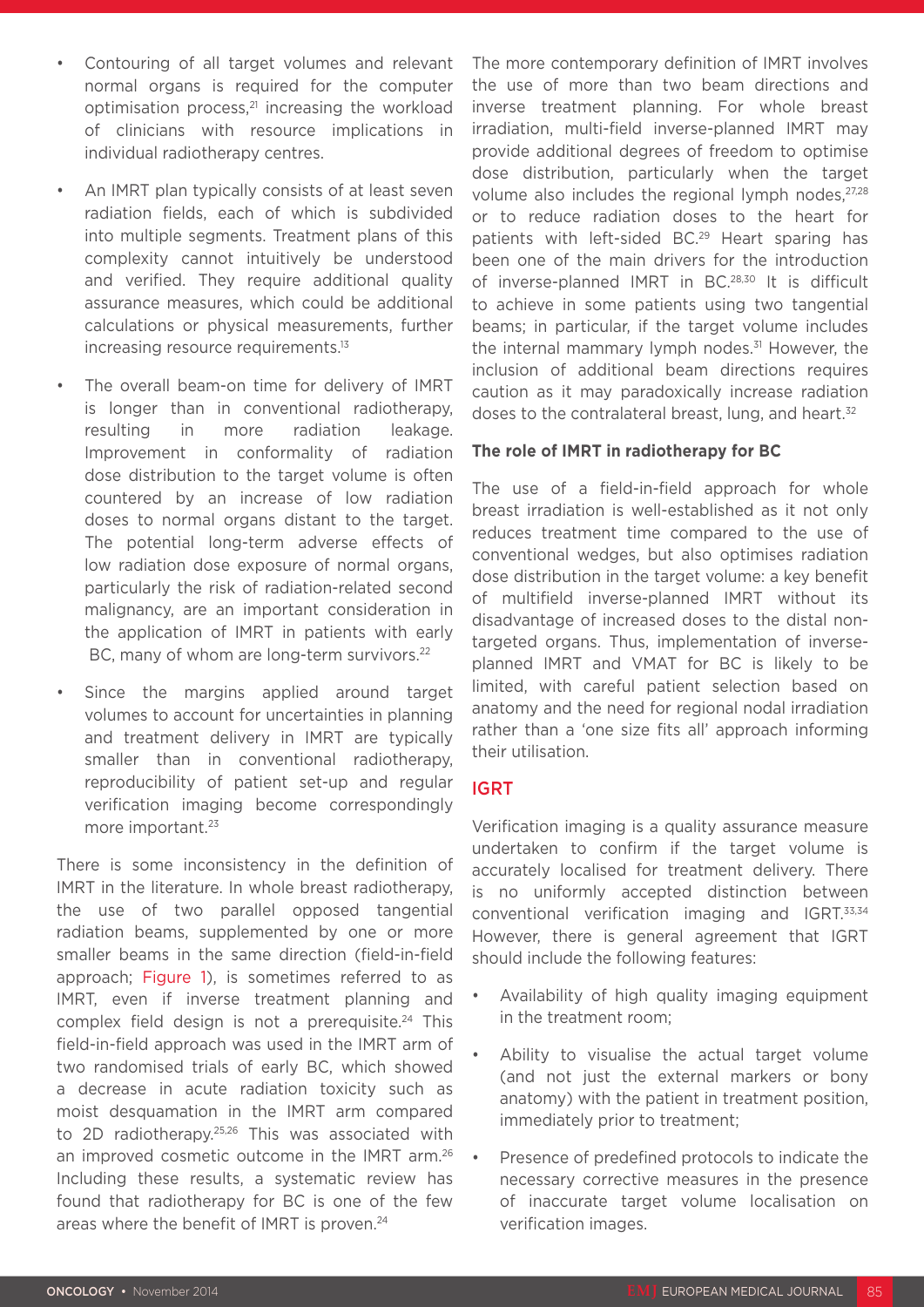- Contouring of all target volumes and relevant normal organs is required for the computer optimisation process,[21] increasing the workload of clinicians with resource implications in individual radiotherapy centres.

- An IMRT plan typically consists of at least seven radiation fields, each of which is subdivided into multiple segments. Treatment plans of this complexity cannot intuitively be understood and verified. They require additional quality assurance measures, which could be additional calculations or physical measurements, further increasing resource requirements.[13]

- The overall beam-on time for delivery of IMRT is longer than in conventional radiotherapy, resulting in more radiation leakage. Improvement in conformality of radiation dose distribution to the target volume is often countered by an increase of low radiation doses to normal organs distant to the target. The potential long-term adverse effects of low radiation dose exposure of normal organs, particularly the risk of radiation-related second malignancy, are an important consideration in the application of IMRT in patients with early BC, many of whom are long-term survivors.[22]

- Since the margins applied around target volumes to account for uncertainties in planning and treatment delivery in IMRT are typically smaller than in conventional radiotherapy, reproducibility of patient set-up and regular verification imaging become correspondingly more important.[23]

There is some inconsistency in the definition of IMRT in the literature. In whole breast radiotherapy, the use of two parallel opposed tangential radiation beams, supplemented by one or more smaller beams in the same direction (field-in-field approach; Figure 1), is sometimes referred to as IMRT, even if inverse treatment planning and complex field design is not a prerequisite.[24] This field-in-field approach was used in the IMRT arm of two randomised trials of early BC, which showed a decrease in acute radiation toxicity such as moist desquamation in the IMRT arm compared to 2D radiotherapy.[25,26] This was associated with an improved cosmetic outcome in the IMRT arm.[26] Including these results, a systematic review has found that radiotherapy for BC is one of the few areas where the benefit of IMRT is proven.[24]

The more contemporary definition of IMRT involves the use of more than two beam directions and inverse treatment planning. For whole breast irradiation, multi-field inverse-planned IMRT may provide additional degrees of freedom to optimise dose distribution, particularly when the target volume also includes the regional lymph nodes,[27,28] or to reduce radiation doses to the heart for patients with left-sided BC.[29] Heart sparing has been one of the main drivers for the introduction of inverse-planned IMRT in BC.[28,30] It is difficult to achieve in some patients using two tangential beams; in particular, if the target volume includes the internal mammary lymph nodes.[31] However, the inclusion of additional beam directions requires caution as it may paradoxically increase radiation doses to the contralateral breast, lung, and heart.[32]

### The role of IMRT in radiotherapy for BC

The use of a field-in-field approach for whole breast irradiation is well-established as it not only reduces treatment time compared to the use of conventional wedges, but also optimises radiation dose distribution in the target volume: a key benefit of multifield inverse-planned IMRT without its disadvantage of increased doses to the distal non-targeted organs. Thus, implementation of inverse-planned IMRT and VMAT for BC is likely to be limited, with careful patient selection based on anatomy and the need for regional nodal irradiation rather than a 'one size fits all' approach informing their utilisation.

## IGRT

Verification imaging is a quality assurance measure undertaken to confirm if the target volume is accurately localised for treatment delivery. There is no uniformly accepted distinction between conventional verification imaging and IGRT.[33,34] However, there is general agreement that IGRT should include the following features:

- Availability of high quality imaging equipment in the treatment room;

- Ability to visualise the actual target volume (and not just the external markers or bony anatomy) with the patient in treatment position, immediately prior to treatment;

- Presence of predefined protocols to indicate the necessary corrective measures in the presence of inaccurate target volume localisation on verification images.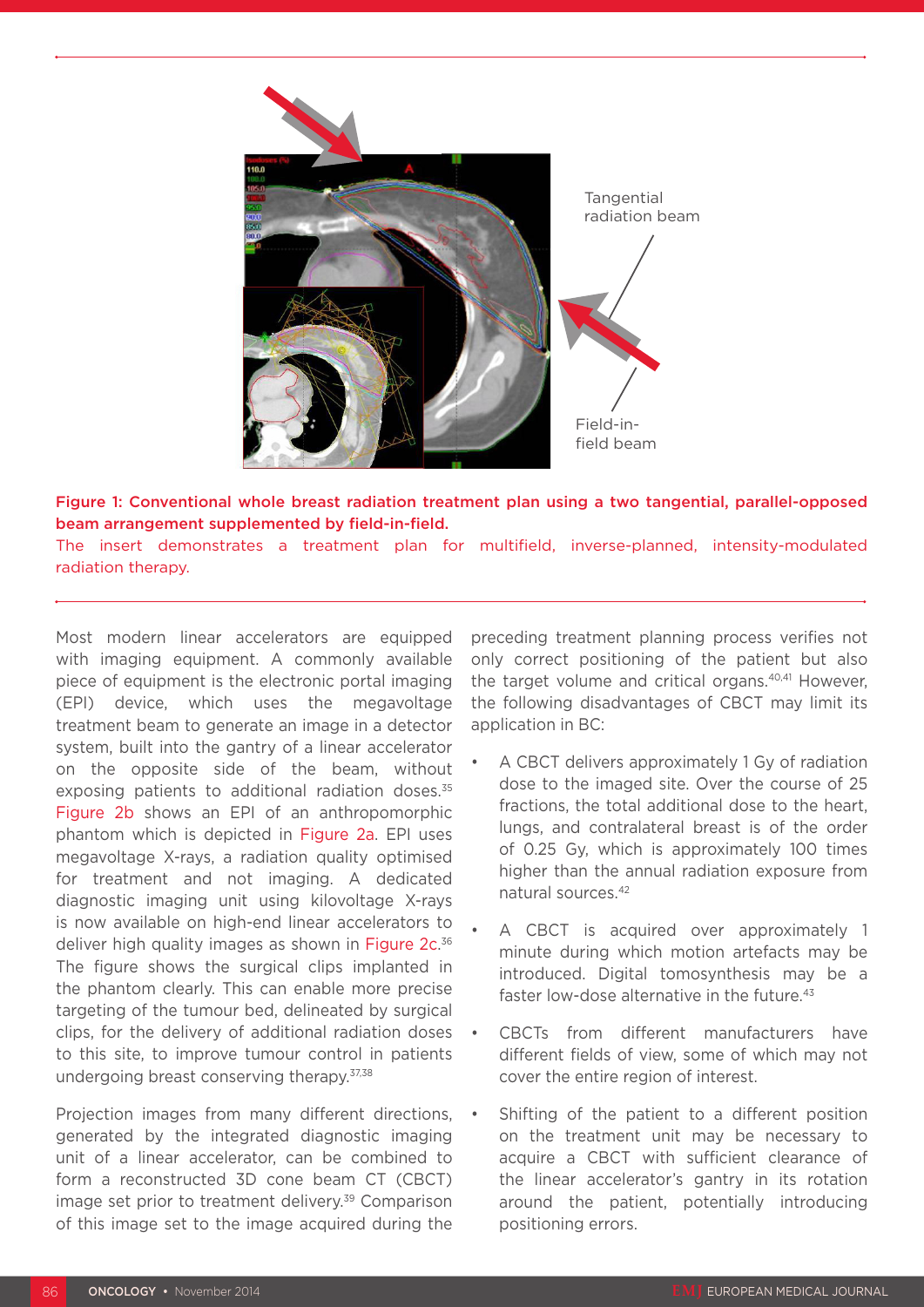Figure 1: Conventional whole breast radiation treatment plan using a two tangential, parallel-opposed beam arrangement supplemented by field-in-field.

The insert demonstrates a treatment plan for multifield, inverse-planned, intensity-modulated radiation therapy.

Most modern linear accelerators are equipped with imaging equipment. A commonly available piece of equipment is the electronic portal imaging (EPI) device, which uses the megavoltage treatment beam to generate an image in a detector system, built into the gantry of a linear accelerator on the opposite side of the beam, without exposing patients to additional radiation doses.[35] Figure 2b shows an EPI of an anthropomorphic phantom which is depicted in Figure 2a. EPI uses megavoltage X-rays, a radiation quality optimised for treatment and not imaging. A dedicated diagnostic imaging unit using kilovoltage X-rays is now available on high-end linear accelerators to deliver high quality images as shown in Figure 2c.[36] The figure shows the surgical clips implanted in the phantom clearly. This can enable more precise targeting of the tumour bed, delineated by surgical clips, for the delivery of additional radiation doses to this site, to improve tumour control in patients undergoing breast conserving therapy.[37,38]

Projection images from many different directions, generated by the integrated diagnostic imaging unit of a linear accelerator, can be combined to form a reconstructed 3D cone beam CT (CBCT) image set prior to treatment delivery.[39] Comparison of this image set to the image acquired during the preceding treatment planning process verifies not only correct positioning of the patient but also the target volume and critical organs.[40,41] However, the following disadvantages of CBCT may limit its application in BC:

- A CBCT delivers approximately 1 Gy of radiation dose to the imaged site. Over the course of 25 fractions, the total additional dose to the heart, lungs, and contralateral breast is of the order of 0.25 Gy, which is approximately 100 times higher than the annual radiation exposure from natural sources.[42]
- A CBCT is acquired over approximately 1 minute during which motion artefacts may be introduced. Digital tomosynthesis may be a faster low-dose alternative in the future.[43]
- CBCTs from different manufacturers have different fields of view, some of which may not cover the entire region of interest.
- Shifting of the patient to a different position on the treatment unit may be necessary to acquire a CBCT with sufficient clearance of the linear accelerator's gantry in its rotation around the patient, potentially introducing positioning errors.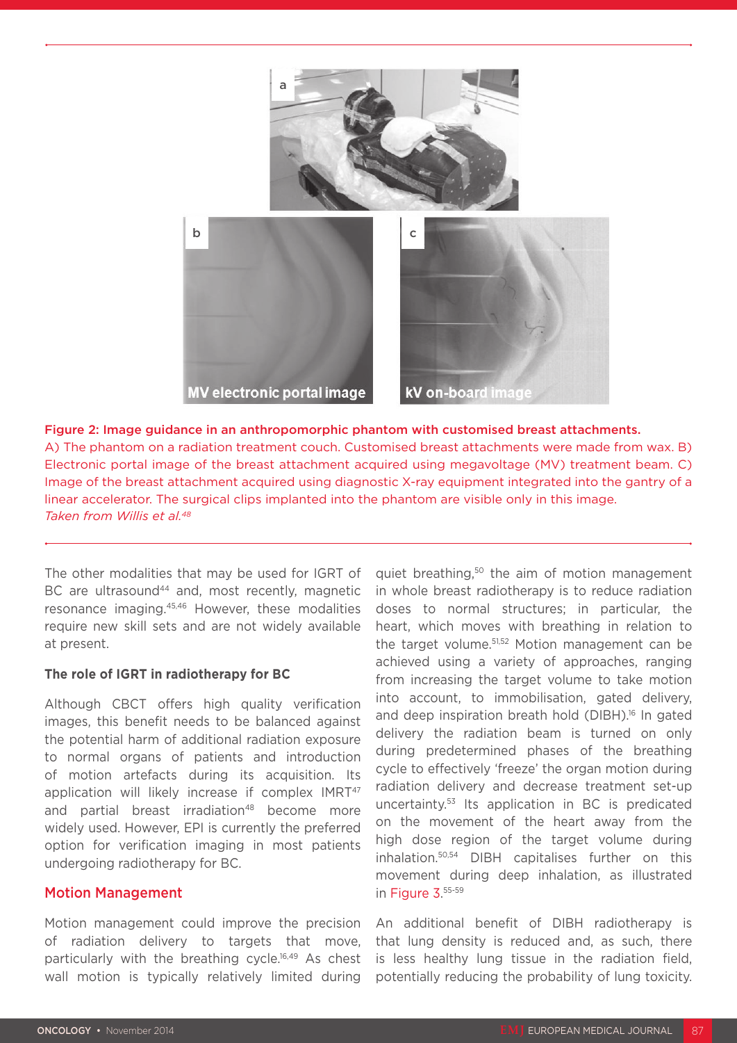Figure 2: Image guidance in an anthropomorphic phantom with customised breast attachments.
A) The phantom on a radiation treatment couch. Customised breast attachments were made from wax. B) Electronic portal image of the breast attachment acquired using megavoltage (MV) treatment beam. C) Image of the breast attachment acquired using diagnostic X-ray equipment integrated into the gantry of a linear accelerator. The surgical clips implanted into the phantom are visible only in this image.
*Taken from Willis et al.[48]*

The other modalities that may be used for IGRT of BC are ultrasound[44] and, most recently, magnetic resonance imaging.[45,46] However, these modalities require new skill sets and are not widely available at present.

### The role of IGRT in radiotherapy for BC

Although CBCT offers high quality verification images, this benefit needs to be balanced against the potential harm of additional radiation exposure to normal organs of patients and introduction of motion artefacts during its acquisition. Its application will likely increase if complex IMRT[47] and partial breast irradiation[48] become more widely used. However, EPI is currently the preferred option for verification imaging in most patients undergoing radiotherapy for BC.

## Motion Management

Motion management could improve the precision of radiation delivery to targets that move, particularly with the breathing cycle.[16,49] As chest wall motion is typically relatively limited during quiet breathing,[50] the aim of motion management in whole breast radiotherapy is to reduce radiation doses to normal structures; in particular, the heart, which moves with breathing in relation to the target volume.[51,52] Motion management can be achieved using a variety of approaches, ranging from increasing the target volume to take motion into account, to immobilisation, gated delivery, and deep inspiration breath hold (DIBH).[16] In gated delivery the radiation beam is turned on only during predetermined phases of the breathing cycle to effectively 'freeze' the organ motion during radiation delivery and decrease treatment set-up uncertainty.[53] Its application in BC is predicated on the movement of the heart away from the high dose region of the target volume during inhalation.[50,54] DIBH capitalises further on this movement during deep inhalation, as illustrated in Figure 3.[55-59]

An additional benefit of DIBH radiotherapy is that lung density is reduced and, as such, there is less healthy lung tissue in the radiation field, potentially reducing the probability of lung toxicity.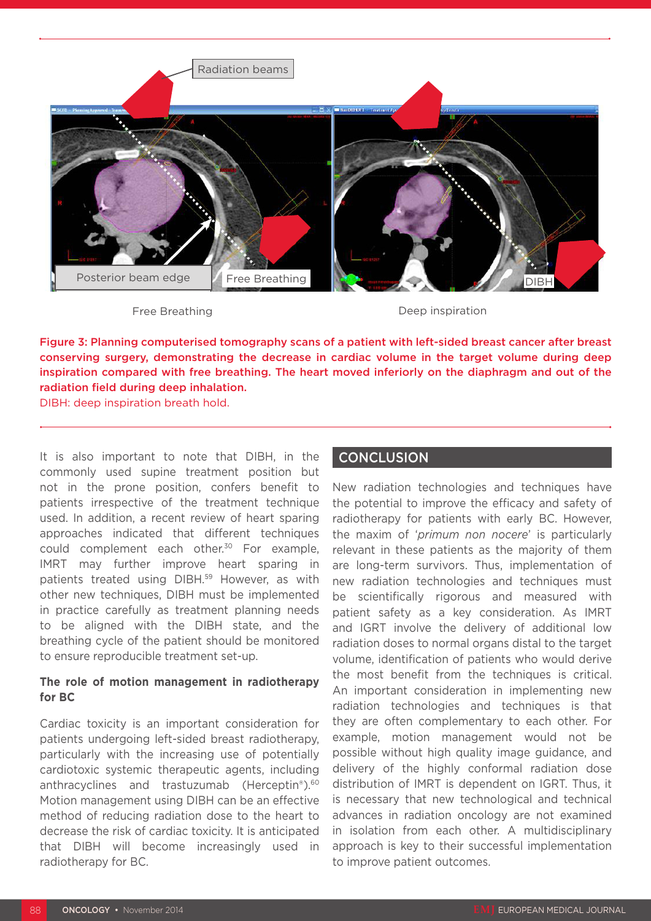Radiation beams

Posterior beam edge

Free Breathing

DIBH

Free Breathing

Deep inspiration

**Figure 3: Planning computerised tomography scans of a patient with left-sided breast cancer after breast conserving surgery, demonstrating the decrease in cardiac volume in the target volume during deep inspiration compared with free breathing. The heart moved inferiorly on the diaphragm and out of the radiation field during deep inhalation.**
DIBH: deep inspiration breath hold.

It is also important to note that DIBH, in the commonly used supine treatment position but not in the prone position, confers benefit to patients irrespective of the treatment technique used. In addition, a recent review of heart sparing approaches indicated that different techniques could complement each other.[30] For example, IMRT may further improve heart sparing in patients treated using DIBH.[59] However, as with other new techniques, DIBH must be implemented in practice carefully as treatment planning needs to be aligned with the DIBH state, and the breathing cycle of the patient should be monitored to ensure reproducible treatment set-up.

### The role of motion management in radiotherapy for BC

Cardiac toxicity is an important consideration for patients undergoing left-sided breast radiotherapy, particularly with the increasing use of potentially cardiotoxic systemic therapeutic agents, including anthracyclines and trastuzumab (Herceptin®).[60] Motion management using DIBH can be an effective method of reducing radiation dose to the heart to decrease the risk of cardiac toxicity. It is anticipated that DIBH will become increasingly used in radiotherapy for BC.

## CONCLUSION

New radiation technologies and techniques have the potential to improve the efficacy and safety of radiotherapy for patients with early BC. However, the maxim of '*primum non nocere*' is particularly relevant in these patients as the majority of them are long-term survivors. Thus, implementation of new radiation technologies and techniques must be scientifically rigorous and measured with patient safety as a key consideration. As IMRT and IGRT involve the delivery of additional low radiation doses to normal organs distal to the target volume, identification of patients who would derive the most benefit from the techniques is critical. An important consideration in implementing new radiation technologies and techniques is that they are often complementary to each other. For example, motion management would not be possible without high quality image guidance, and delivery of the highly conformal radiation dose distribution of IMRT is dependent on IGRT. Thus, it is necessary that new technological and technical advances in radiation oncology are not examined in isolation from each other. A multidisciplinary approach is key to their successful implementation to improve patient outcomes.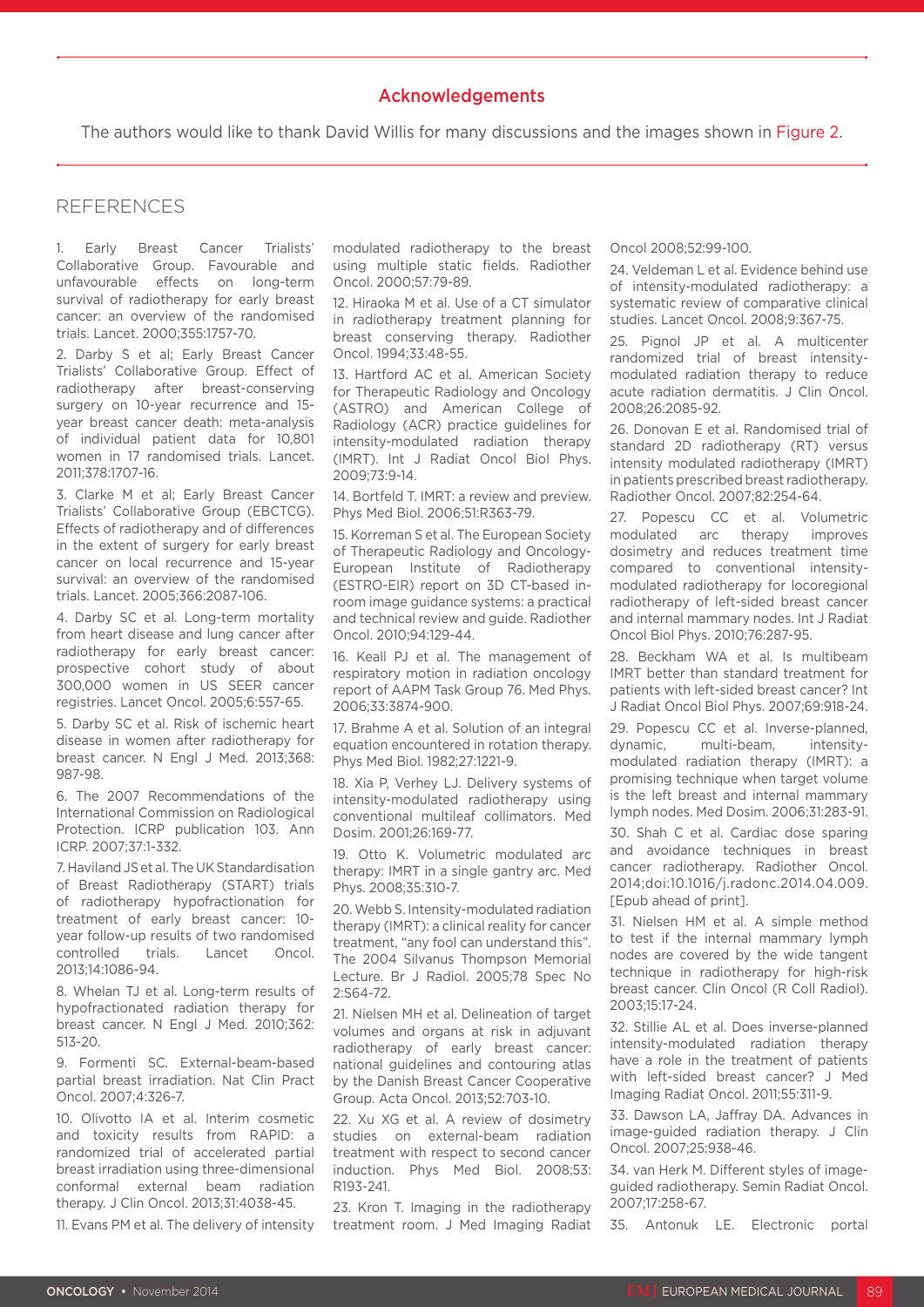## Acknowledgements

The authors would like to thank David Willis for many discussions and the images shown in Figure 2.

## REFERENCES

1. Early Breast Cancer Trialists' Collaborative Group. Favourable and unfavourable effects on long-term survival of radiotherapy for early breast cancer: an overview of the randomised trials. Lancet. 2000;355:1757-70.

2. Darby S et al; Early Breast Cancer Trialists' Collaborative Group. Effect of radiotherapy after breast-conserving surgery on 10-year recurrence and 15-year breast cancer death: meta-analysis of individual patient data for 10,801 women in 17 randomised trials. Lancet. 2011;378:1707-16.

3. Clarke M et al; Early Breast Cancer Trialists' Collaborative Group (EBCTCG). Effects of radiotherapy and of differences in the extent of surgery for early breast cancer on local recurrence and 15-year survival: an overview of the randomised trials. Lancet. 2005;366:2087-106.

4. Darby SC et al. Long-term mortality from heart disease and lung cancer after radiotherapy for early breast cancer: prospective cohort study of about 300,000 women in US SEER cancer registries. Lancet Oncol. 2005;6:557-65.

5. Darby SC et al. Risk of ischemic heart disease in women after radiotherapy for breast cancer. N Engl J Med. 2013;368: 987-98.

6. The 2007 Recommendations of the International Commission on Radiological Protection. ICRP publication 103. Ann ICRP. 2007;37:1-332.

7. Haviland JS et al. The UK Standardisation of Breast Radiotherapy (START) trials of radiotherapy hypofractionation for treatment of early breast cancer: 10-year follow-up results of two randomised controlled trials. Lancet Oncol. 2013;14:1086-94.

8. Whelan TJ et al. Long-term results of hypofractionated radiation therapy for breast cancer. N Engl J Med. 2010;362: 513-20.

9. Formenti SC. External-beam-based partial breast irradiation. Nat Clin Pract Oncol. 2007;4:326-7.

10. Olivotto IA et al. Interim cosmetic and toxicity results from RAPID: a randomized trial of accelerated partial breast irradiation using three-dimensional conformal external beam radiation therapy. J Clin Oncol. 2013;31:4038-45.

11. Evans PM et al. The delivery of intensity modulated radiotherapy to the breast using multiple static fields. Radiother Oncol. 2000;57:79-89.

12. Hiraoka M et al. Use of a CT simulator in radiotherapy treatment planning for breast conserving therapy. Radiother Oncol. 1994;33:48-55.

13. Hartford AC et al. American Society for Therapeutic Radiology and Oncology (ASTRO) and American College of Radiology (ACR) practice guidelines for intensity-modulated radiation therapy (IMRT). Int J Radiat Oncol Biol Phys. 2009;73:9-14.

14. Bortfeld T. IMRT: a review and preview. Phys Med Biol. 2006;51:R363-79.

15. Korreman S et al. The European Society of Therapeutic Radiology and Oncology-European Institute of Radiotherapy (ESTRO-EIR) report on 3D CT-based in-room image guidance systems: a practical and technical review and guide. Radiother Oncol. 2010;94:129-44.

16. Keall PJ et al. The management of respiratory motion in radiation oncology report of AAPM Task Group 76. Med Phys. 2006;33:3874-900.

17. Brahme A et al. Solution of an integral equation encountered in rotation therapy. Phys Med Biol. 1982;27:1221-9.

18. Xia P, Verhey LJ. Delivery systems of intensity-modulated radiotherapy using conventional multileaf collimators. Med Dosim. 2001;26:169-77.

19. Otto K. Volumetric modulated arc therapy: IMRT in a single gantry arc. Med Phys. 2008;35:310-7.

20. Webb S. Intensity-modulated radiation therapy (IMRT): a clinical reality for cancer treatment, "any fool can understand this". The 2004 Silvanus Thompson Memorial Lecture. Br J Radiol. 2005;78 Spec No 2:S64-72.

21. Nielsen MH et al. Delineation of target volumes and organs at risk in adjuvant radiotherapy of early breast cancer: national guidelines and contouring atlas by the Danish Breast Cancer Cooperative Group. Acta Oncol. 2013;52:703-10.

22. Xu XG et al. A review of dosimetry studies on external-beam radiation treatment with respect to second cancer induction. Phys Med Biol. 2008;53: R193-241.

23. Kron T. Imaging in the radiotherapy treatment room. J Med Imaging Radiat Oncol 2008;52:99-100.

24. Veldeman L et al. Evidence behind use of intensity-modulated radiotherapy: a systematic review of comparative clinical studies. Lancet Oncol. 2008;9:367-75.

25. Pignol JP et al. A multicenter randomized trial of breast intensity-modulated radiation therapy to reduce acute radiation dermatitis. J Clin Oncol. 2008;26:2085-92.

26. Donovan E et al. Randomised trial of standard 2D radiotherapy (RT) versus intensity modulated radiotherapy (IMRT) in patients prescribed breast radiotherapy. Radiother Oncol. 2007;82:254-64.

27. Popescu CC et al. Volumetric modulated arc therapy improves dosimetry and reduces treatment time compared to conventional intensity-modulated radiotherapy for locoregional radiotherapy of left-sided breast cancer and internal mammary nodes. Int J Radiat Oncol Biol Phys. 2010;76:287-95.

28. Beckham WA et al. Is multibeam IMRT better than standard treatment for patients with left-sided breast cancer? Int J Radiat Oncol Biol Phys. 2007;69:918-24.

29. Popescu CC et al. Inverse-planned, dynamic, multi-beam, intensity-modulated radiation therapy (IMRT): a promising technique when target volume is the left breast and internal mammary lymph nodes. Med Dosim. 2006;31:283-91.

30. Shah C et al. Cardiac dose sparing and avoidance techniques in breast cancer radiotherapy. Radiother Oncol. 2014;doi:10.1016/j.radonc.2014.04.009. [Epub ahead of print].

31. Nielsen HM et al. A simple method to test if the internal mammary lymph nodes are covered by the wide tangent technique in radiotherapy for high-risk breast cancer. Clin Oncol (R Coll Radiol). 2003;15:17-24.

32. Stillie AL et al. Does inverse-planned intensity-modulated radiation therapy have a role in the treatment of patients with left-sided breast cancer? J Med Imaging Radiat Oncol. 2011;55:311-9.

33. Dawson LA, Jaffray DA. Advances in image-guided radiation therapy. J Clin Oncol. 2007;25:938-46.

34. van Herk M. Different styles of image-guided radiotherapy. Semin Radiat Oncol. 2007;17:258-67.

35. Antonuk LE. Electronic portal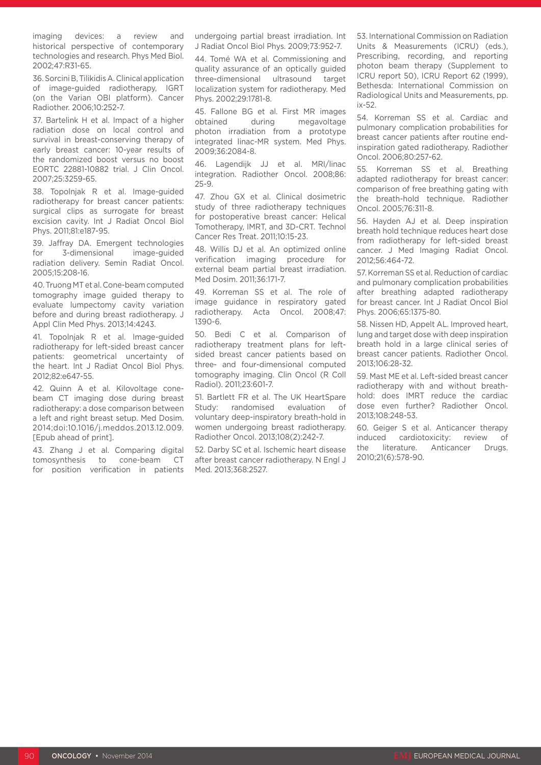imaging devices: a review and historical perspective of contemporary technologies and research. Phys Med Biol. 2002;47:R31-65.

36. Sorcini B, Tilikidis A. Clinical application of image-guided radiotherapy, IGRT (on the Varian OBI platform). Cancer Radiother. 2006;10:252-7.

37. Bartelink H et al. Impact of a higher radiation dose on local control and survival in breast-conserving therapy of early breast cancer: 10-year results of the randomized boost versus no boost EORTC 22881-10882 trial. J Clin Oncol. 2007;25:3259-65.

38. Topolnjak R et al. Image-guided radiotherapy for breast cancer patients: surgical clips as surrogate for breast excision cavity. Int J Radiat Oncol Biol Phys. 2011;81:e187-95.

39. Jaffray DA. Emergent technologies for 3-dimensional image-guided radiation delivery. Semin Radiat Oncol. 2005;15:208-16.

40. Truong MT et al. Cone-beam computed tomography image guided therapy to evaluate lumpectomy cavity variation before and during breast radiotherapy. J Appl Clin Med Phys. 2013;14:4243.

41. Topolnjak R et al. Image-guided radiotherapy for left-sided breast cancer patients: geometrical uncertainty of the heart. Int J Radiat Oncol Biol Phys. 2012;82:e647-55.

42. Quinn A et al. Kilovoltage cone-beam CT imaging dose during breast radiotherapy: a dose comparison between a left and right breast setup. Med Dosim. 2014;doi:10.1016/j.meddos.2013.12.009. [Epub ahead of print].

43. Zhang J et al. Comparing digital tomosynthesis to cone-beam CT for position verification in patients undergoing partial breast irradiation. Int J Radiat Oncol Biol Phys. 2009;73:952-7.

44. Tomé WA et al. Commissioning and quality assurance of an optically guided three-dimensional ultrasound target localization system for radiotherapy. Med Phys. 2002;29:1781-8.

45. Fallone BG et al. First MR images obtained during megavoltage photon irradiation from a prototype integrated linac-MR system. Med Phys. 2009;36:2084-8.

46. Lagendijk JJ et al. MRI/linac integration. Radiother Oncol. 2008;86:25-9.

47. Zhou GX et al. Clinical dosimetric study of three radiotherapy techniques for postoperative breast cancer: Helical Tomotherapy, IMRT, and 3D-CRT. Technol Cancer Res Treat. 2011;10:15-23.

48. Willis DJ et al. An optimized online verification imaging procedure for external beam partial breast irradiation. Med Dosim. 2011;36:171-7.

49. Korreman SS et al. The role of image guidance in respiratory gated radiotherapy. Acta Oncol. 2008;47:1390-6.

50. Bedi C et al. Comparison of radiotherapy treatment plans for left-sided breast cancer patients based on three- and four-dimensional computed tomography imaging. Clin Oncol (R Coll Radiol). 2011;23:601-7.

51. Bartlett FR et al. The UK HeartSpare Study: randomised evaluation of voluntary deep-inspiratory breath-hold in women undergoing breast radiotherapy. Radiother Oncol. 2013;108(2):242-7.

52. Darby SC et al. Ischemic heart disease after breast cancer radiotherapy. N Engl J Med. 2013;368:2527.

53. International Commission on Radiation Units & Measurements (ICRU) (eds.), Prescribing, recording, and reporting photon beam therapy (Supplement to ICRU report 50), ICRU Report 62 (1999), Bethesda: International Commission on Radiological Units and Measurements, pp. ix-52.

54. Korreman SS et al. Cardiac and pulmonary complication probabilities for breast cancer patients after routine end-inspiration gated radiotherapy. Radiother Oncol. 2006;80:257-62.

55. Korreman SS et al. Breathing adapted radiotherapy for breast cancer: comparison of free breathing gating with the breath-hold technique. Radiother Oncol. 2005;76:311-8.

56. Hayden AJ et al. Deep inspiration breath hold technique reduces heart dose from radiotherapy for left-sided breast cancer. J Med Imaging Radiat Oncol. 2012;56:464-72.

57. Korreman SS et al. Reduction of cardiac and pulmonary complication probabilities after breathing adapted radiotherapy for breast cancer. Int J Radiat Oncol Biol Phys. 2006;65:1375-80.

58. Nissen HD, Appelt AL. Improved heart, lung and target dose with deep inspiration breath hold in a large clinical series of breast cancer patients. Radiother Oncol. 2013;106:28-32.

59. Mast ME et al. Left-sided breast cancer radiotherapy with and without breath-hold: does IMRT reduce the cardiac dose even further? Radiother Oncol. 2013;108:248-53.

60. Geiger S et al. Anticancer therapy induced cardiotoxicity: review of the literature. Anticancer Drugs. 2010;21(6):578-90.